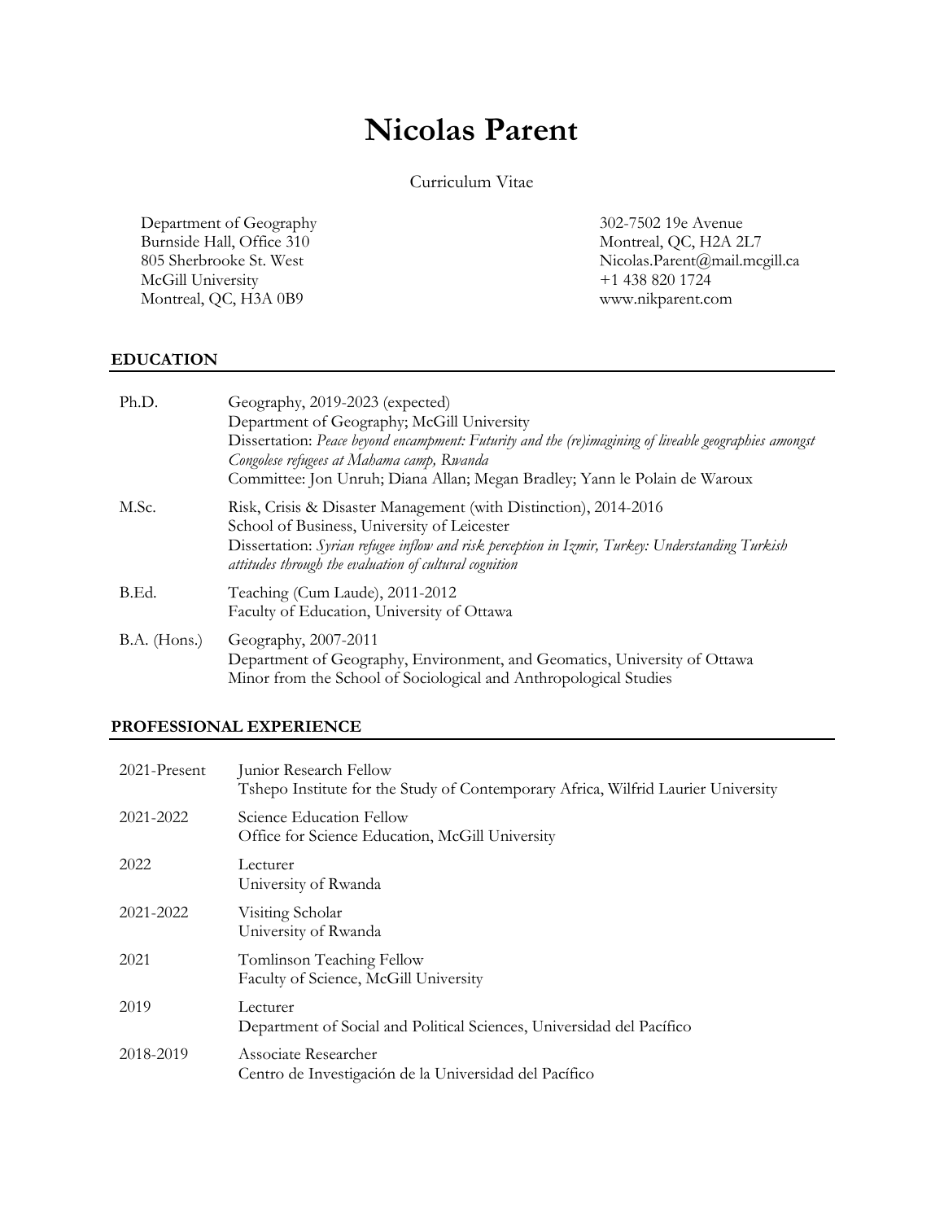# Nicolas Parent

Curriculum Vitae

Department of Geography
Burnside Hall, Office 310
805 Sherbrooke St. West
McGill University
Montreal, QC, H3A 0B9

302-7502 19e Avenue
Montreal, QC, H2A 2L7
Nicolas.Parent@mail.mcgill.ca
+1 438 820 1724
www.nikparent.com

## EDUCATION

| | |
|---|---|
| Ph.D. | Geography, 2019-2023 (expected)<br>Department of Geography; McGill University<br>Dissertation: *Peace beyond encampment: Futurity and the (re)imagining of liveable geographies amongst Congolese refugees at Mahama camp, Rwanda*<br>Committee: Jon Unruh; Diana Allan; Megan Bradley; Yann le Polain de Waroux |
| M.Sc. | Risk, Crisis & Disaster Management (with Distinction), 2014-2016<br>School of Business, University of Leicester<br>Dissertation: *Syrian refugee inflow and risk perception in Izmir, Turkey: Understanding Turkish attitudes through the evaluation of cultural cognition* |
| B.Ed. | Teaching (Cum Laude), 2011-2012<br>Faculty of Education, University of Ottawa |
| B.A. (Hons.) | Geography, 2007-2011<br>Department of Geography, Environment, and Geomatics, University of Ottawa<br>Minor from the School of Sociological and Anthropological Studies |

## PROFESSIONAL EXPERIENCE

| | |
|---|---|
| 2021-Present | Junior Research Fellow<br>Tshepo Institute for the Study of Contemporary Africa, Wilfrid Laurier University |
| 2021-2022 | Science Education Fellow<br>Office for Science Education, McGill University |
| 2022 | Lecturer<br>University of Rwanda |
| 2021-2022 | Visiting Scholar<br>University of Rwanda |
| 2021 | Tomlinson Teaching Fellow<br>Faculty of Science, McGill University |
| 2019 | Lecturer<br>Department of Social and Political Sciences, Universidad del Pacífico |
| 2018-2019 | Associate Researcher<br>Centro de Investigación de la Universidad del Pacífico |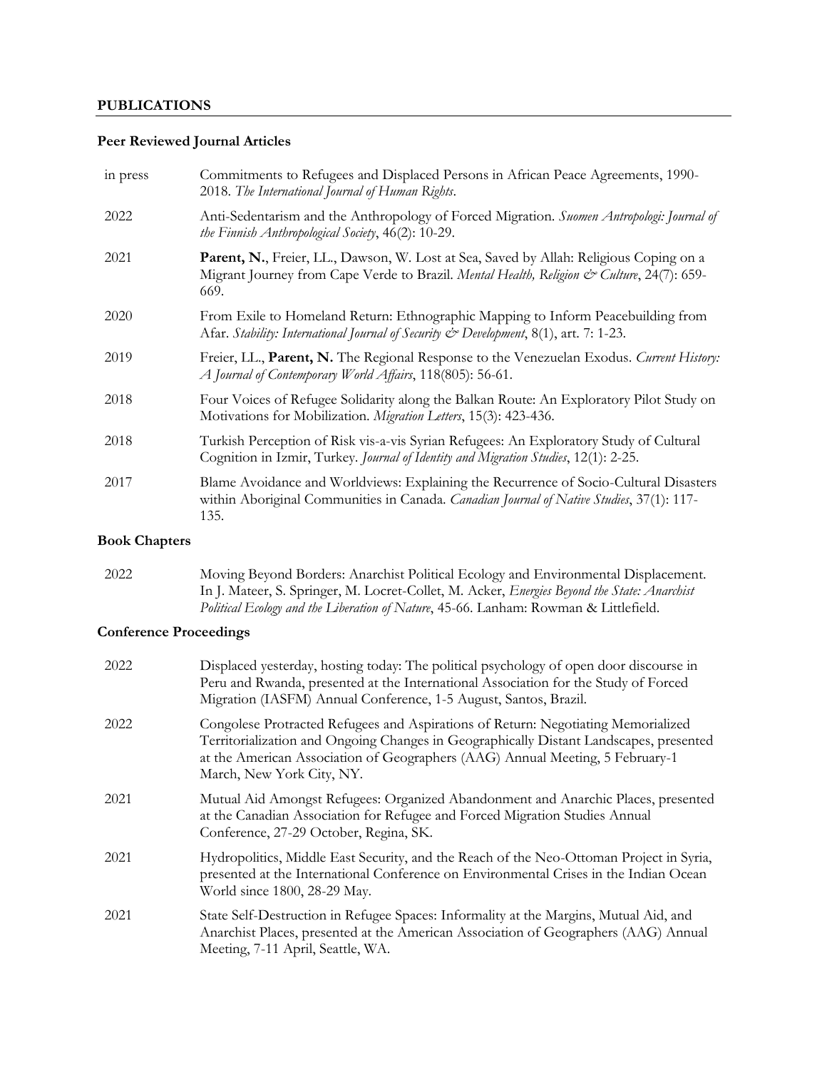## PUBLICATIONS

### Peer Reviewed Journal Articles

in press — Commitments to Refugees and Displaced Persons in African Peace Agreements, 1990-2018. *The International Journal of Human Rights*.

2022 — Anti-Sedentarism and the Anthropology of Forced Migration. *Suomen Antropologi: Journal of the Finnish Anthropological Society*, 46(2): 10-29.

2021 — **Parent, N.**, Freier, LL., Dawson, W. Lost at Sea, Saved by Allah: Religious Coping on a Migrant Journey from Cape Verde to Brazil. *Mental Health, Religion & Culture*, 24(7): 659-669.

2020 — From Exile to Homeland Return: Ethnographic Mapping to Inform Peacebuilding from Afar. *Stability: International Journal of Security & Development*, 8(1), art. 7: 1-23.

2019 — Freier, LL., **Parent, N.** The Regional Response to the Venezuelan Exodus. *Current History: A Journal of Contemporary World Affairs*, 118(805): 56-61.

2018 — Four Voices of Refugee Solidarity along the Balkan Route: An Exploratory Pilot Study on Motivations for Mobilization. *Migration Letters*, 15(3): 423-436.

2018 — Turkish Perception of Risk vis-a-vis Syrian Refugees: An Exploratory Study of Cultural Cognition in Izmir, Turkey. *Journal of Identity and Migration Studies*, 12(1): 2-25.

2017 — Blame Avoidance and Worldviews: Explaining the Recurrence of Socio-Cultural Disasters within Aboriginal Communities in Canada. *Canadian Journal of Native Studies*, 37(1): 117-135.

### Book Chapters

2022 — Moving Beyond Borders: Anarchist Political Ecology and Environmental Displacement. In J. Mateer, S. Springer, M. Locret-Collet, M. Acker, *Energies Beyond the State: Anarchist Political Ecology and the Liberation of Nature*, 45-66. Lanham: Rowman & Littlefield.

### Conference Proceedings

2022 — Displaced yesterday, hosting today: The political psychology of open door discourse in Peru and Rwanda, presented at the International Association for the Study of Forced Migration (IASFM) Annual Conference, 1-5 August, Santos, Brazil.

2022 — Congolese Protracted Refugees and Aspirations of Return: Negotiating Memorialized Territorialization and Ongoing Changes in Geographically Distant Landscapes, presented at the American Association of Geographers (AAG) Annual Meeting, 5 February-1 March, New York City, NY.

2021 — Mutual Aid Amongst Refugees: Organized Abandonment and Anarchic Places, presented at the Canadian Association for Refugee and Forced Migration Studies Annual Conference, 27-29 October, Regina, SK.

2021 — Hydropolitics, Middle East Security, and the Reach of the Neo-Ottoman Project in Syria, presented at the International Conference on Environmental Crises in the Indian Ocean World since 1800, 28-29 May.

2021 — State Self-Destruction in Refugee Spaces: Informality at the Margins, Mutual Aid, and Anarchist Places, presented at the American Association of Geographers (AAG) Annual Meeting, 7-11 April, Seattle, WA.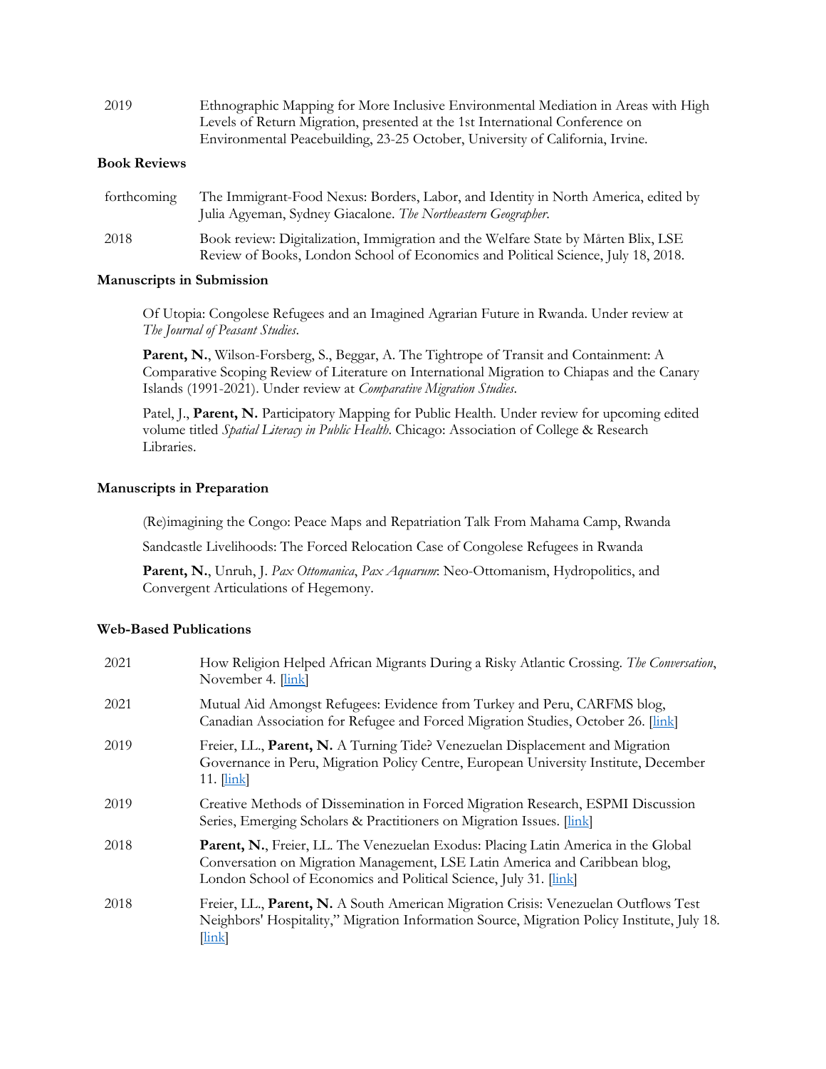| | |
|---|---|
| 2019 | Ethnographic Mapping for More Inclusive Environmental Mediation in Areas with High Levels of Return Migration, presented at the 1st International Conference on Environmental Peacebuilding, 23-25 October, University of California, Irvine. |

**Book Reviews**

| | |
|---|---|
| forthcoming | The Immigrant-Food Nexus: Borders, Labor, and Identity in North America, edited by Julia Agyeman, Sydney Giacalone. *The Northeastern Geographer*. |
| 2018 | Book review: Digitalization, Immigration and the Welfare State by Mårten Blix, LSE Review of Books, London School of Economics and Political Science, July 18, 2018. |

**Manuscripts in Submission**

Of Utopia: Congolese Refugees and an Imagined Agrarian Future in Rwanda. Under review at *The Journal of Peasant Studies*.

**Parent, N.**, Wilson-Forsberg, S., Beggar, A. The Tightrope of Transit and Containment: A Comparative Scoping Review of Literature on International Migration to Chiapas and the Canary Islands (1991-2021). Under review at *Comparative Migration Studies*.

Patel, J., **Parent, N.** Participatory Mapping for Public Health. Under review for upcoming edited volume titled *Spatial Literacy in Public Health*. Chicago: Association of College & Research Libraries.

**Manuscripts in Preparation**

(Re)imagining the Congo: Peace Maps and Repatriation Talk From Mahama Camp, Rwanda

Sandcastle Livelihoods: The Forced Relocation Case of Congolese Refugees in Rwanda

**Parent, N.**, Unruh, J. *Pax Ottomanica*, *Pax Aquarum*: Neo-Ottomanism, Hydropolitics, and Convergent Articulations of Hegemony.

**Web-Based Publications**

| | |
|---|---|
| 2021 | How Religion Helped African Migrants During a Risky Atlantic Crossing. *The Conversation*, November 4. [link] |
| 2021 | Mutual Aid Amongst Refugees: Evidence from Turkey and Peru, CARFMS blog, Canadian Association for Refugee and Forced Migration Studies, October 26. [link] |
| 2019 | Freier, LL., **Parent, N.** A Turning Tide? Venezuelan Displacement and Migration Governance in Peru, Migration Policy Centre, European University Institute, December 11. [link] |
| 2019 | Creative Methods of Dissemination in Forced Migration Research, ESPMI Discussion Series, Emerging Scholars & Practitioners on Migration Issues. [link] |
| 2018 | **Parent, N.**, Freier, LL. The Venezuelan Exodus: Placing Latin America in the Global Conversation on Migration Management, LSE Latin America and Caribbean blog, London School of Economics and Political Science, July 31. [link] |
| 2018 | Freier, LL., **Parent, N.** A South American Migration Crisis: Venezuelan Outflows Test Neighbors' Hospitality," Migration Information Source, Migration Policy Institute, July 18. [link] |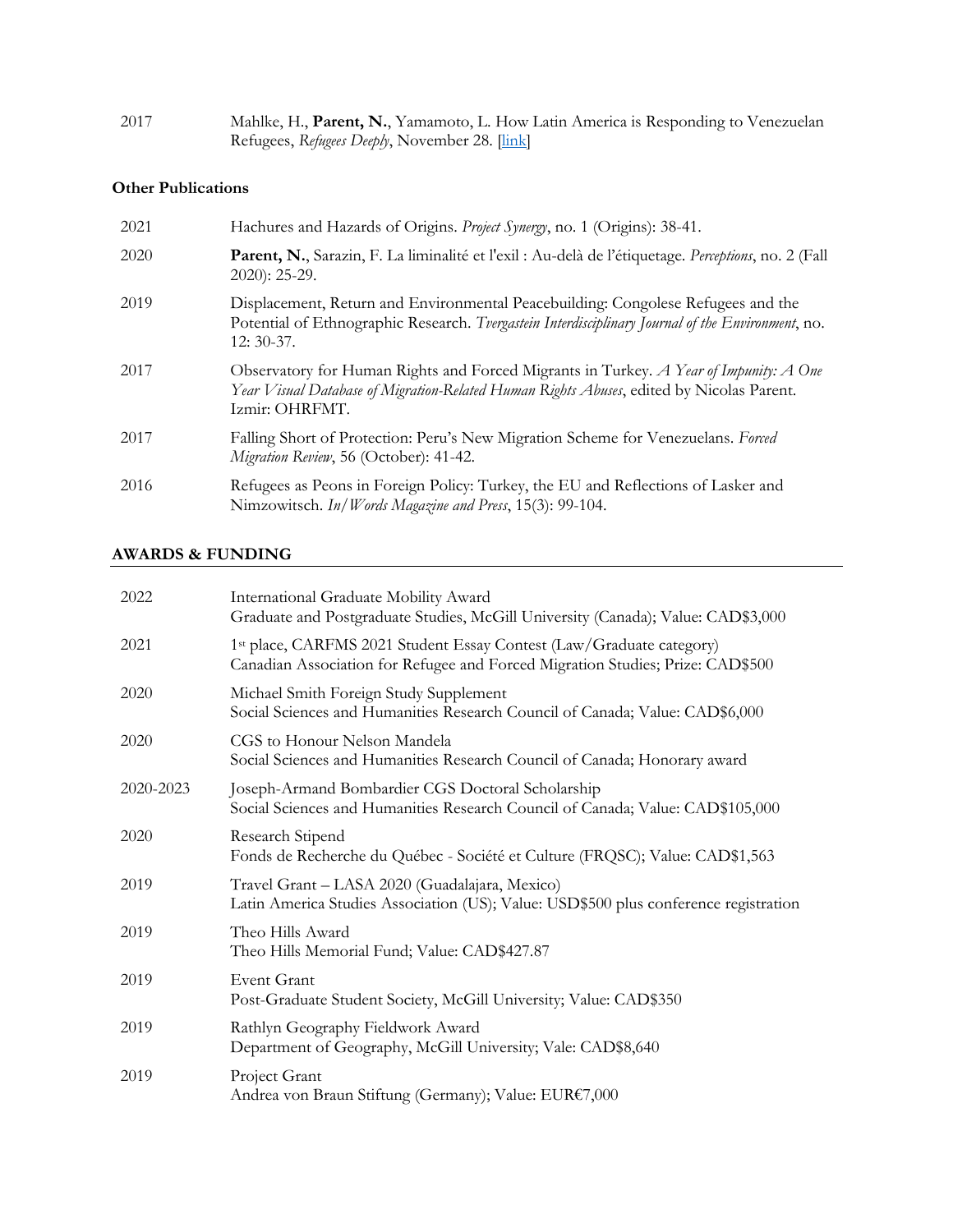| | |
|---|---|
| 2017 | Mahlke, H., **Parent, N.**, Yamamoto, L. How Latin America is Responding to Venezuelan Refugees, *Refugees Deeply*, November 28. [link] |

### Other Publications

| | |
|---|---|
| 2021 | Hachures and Hazards of Origins. *Project Synergy*, no. 1 (Origins): 38-41. |
| 2020 | **Parent, N.**, Sarazin, F. La liminalité et l'exil : Au-delà de l'étiquetage. *Perceptions*, no. 2 (Fall 2020): 25-29. |
| 2019 | Displacement, Return and Environmental Peacebuilding: Congolese Refugees and the Potential of Ethnographic Research. *Tvergastein Interdisciplinary Journal of the Environment*, no. 12: 30-37. |
| 2017 | Observatory for Human Rights and Forced Migrants in Turkey. *A Year of Impunity: A One Year Visual Database of Migration-Related Human Rights Abuses*, edited by Nicolas Parent. Izmir: OHRFMT. |
| 2017 | Falling Short of Protection: Peru's New Migration Scheme for Venezuelans. *Forced Migration Review*, 56 (October): 41-42. |
| 2016 | Refugees as Peons in Foreign Policy: Turkey, the EU and Reflections of Lasker and Nimzowitsch. *In/Words Magazine and Press*, 15(3): 99-104. |

## AWARDS & FUNDING

| | |
|---|---|
| 2022 | International Graduate Mobility Award<br>Graduate and Postgraduate Studies, McGill University (Canada); Value: CAD$3,000 |
| 2021 | 1st place, CARFMS 2021 Student Essay Contest (Law/Graduate category)<br>Canadian Association for Refugee and Forced Migration Studies; Prize: CAD$500 |
| 2020 | Michael Smith Foreign Study Supplement<br>Social Sciences and Humanities Research Council of Canada; Value: CAD$6,000 |
| 2020 | CGS to Honour Nelson Mandela<br>Social Sciences and Humanities Research Council of Canada; Honorary award |
| 2020-2023 | Joseph-Armand Bombardier CGS Doctoral Scholarship<br>Social Sciences and Humanities Research Council of Canada; Value: CAD$105,000 |
| 2020 | Research Stipend<br>Fonds de Recherche du Québec - Société et Culture (FRQSC); Value: CAD$1,563 |
| 2019 | Travel Grant – LASA 2020 (Guadalajara, Mexico)<br>Latin America Studies Association (US); Value: USD$500 plus conference registration |
| 2019 | Theo Hills Award<br>Theo Hills Memorial Fund; Value: CAD$427.87 |
| 2019 | Event Grant<br>Post-Graduate Student Society, McGill University; Value: CAD$350 |
| 2019 | Rathlyn Geography Fieldwork Award<br>Department of Geography, McGill University; Vale: CAD$8,640 |
| 2019 | Project Grant<br>Andrea von Braun Stiftung (Germany); Value: EUR€7,000 |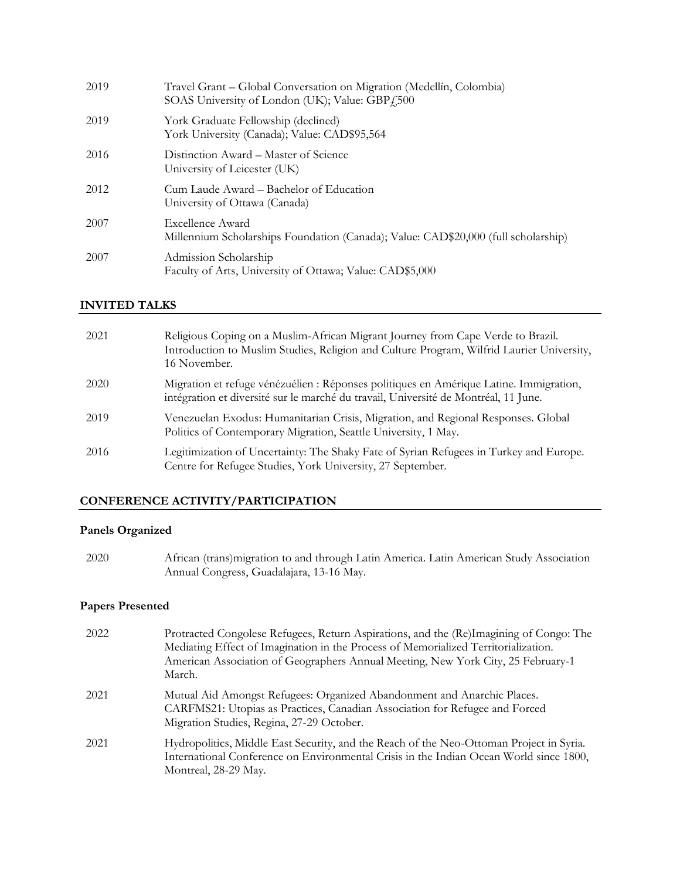2019 Travel Grant – Global Conversation on Migration (Medellín, Colombia)
SOAS University of London (UK); Value: GBP£500

2019 York Graduate Fellowship (declined)
York University (Canada); Value: CAD$95,564

2016 Distinction Award – Master of Science
University of Leicester (UK)

2012 Cum Laude Award – Bachelor of Education
University of Ottawa (Canada)

2007 Excellence Award
Millennium Scholarships Foundation (Canada); Value: CAD$20,000 (full scholarship)

2007 Admission Scholarship
Faculty of Arts, University of Ottawa; Value: CAD$5,000

## INVITED TALKS

2021 Religious Coping on a Muslim-African Migrant Journey from Cape Verde to Brazil. Introduction to Muslim Studies, Religion and Culture Program, Wilfrid Laurier University, 16 November.

2020 Migration et refuge vénézuélien : Réponses politiques en Amérique Latine. Immigration, intégration et diversité sur le marché du travail, Université de Montréal, 11 June.

2019 Venezuelan Exodus: Humanitarian Crisis, Migration, and Regional Responses. Global Politics of Contemporary Migration, Seattle University, 1 May.

2016 Legitimization of Uncertainty: The Shaky Fate of Syrian Refugees in Turkey and Europe. Centre for Refugee Studies, York University, 27 September.

## CONFERENCE ACTIVITY/PARTICIPATION

### Panels Organized

2020 African (trans)migration to and through Latin America. Latin American Study Association Annual Congress, Guadalajara, 13-16 May.

### Papers Presented

2022 Protracted Congolese Refugees, Return Aspirations, and the (Re)Imagining of Congo: The Mediating Effect of Imagination in the Process of Memorialized Territorialization. American Association of Geographers Annual Meeting, New York City, 25 February-1 March.

2021 Mutual Aid Amongst Refugees: Organized Abandonment and Anarchic Places. CARFMS21: Utopias as Practices, Canadian Association for Refugee and Forced Migration Studies, Regina, 27-29 October.

2021 Hydropolitics, Middle East Security, and the Reach of the Neo-Ottoman Project in Syria. International Conference on Environmental Crisis in the Indian Ocean World since 1800, Montreal, 28-29 May.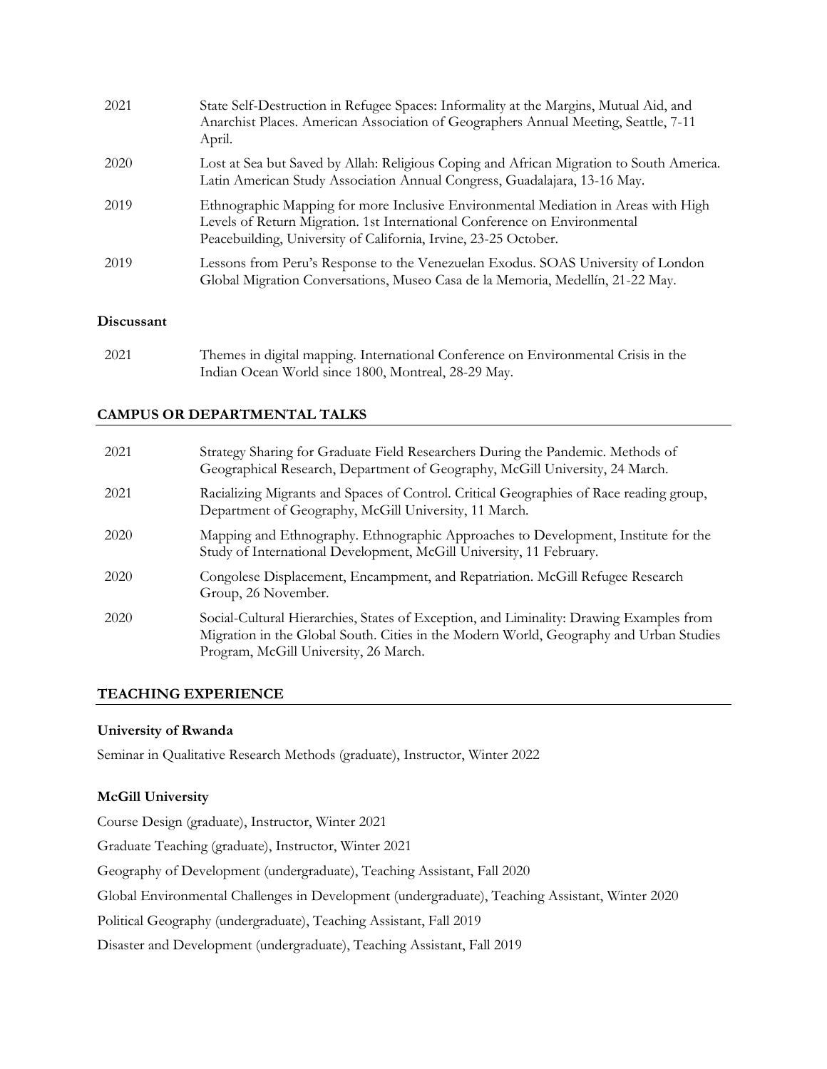| | |
|---|---|
| 2021 | State Self-Destruction in Refugee Spaces: Informality at the Margins, Mutual Aid, and Anarchist Places. American Association of Geographers Annual Meeting, Seattle, 7-11 April. |
| 2020 | Lost at Sea but Saved by Allah: Religious Coping and African Migration to South America. Latin American Study Association Annual Congress, Guadalajara, 13-16 May. |
| 2019 | Ethnographic Mapping for more Inclusive Environmental Mediation in Areas with High Levels of Return Migration. 1st International Conference on Environmental Peacebuilding, University of California, Irvine, 23-25 October. |
| 2019 | Lessons from Peru's Response to the Venezuelan Exodus. SOAS University of London Global Migration Conversations, Museo Casa de la Memoria, Medellín, 21-22 May. |

**Discussant**

| | |
|---|---|
| 2021 | Themes in digital mapping. International Conference on Environmental Crisis in the Indian Ocean World since 1800, Montreal, 28-29 May. |

## CAMPUS OR DEPARTMENTAL TALKS

| | |
|---|---|
| 2021 | Strategy Sharing for Graduate Field Researchers During the Pandemic. Methods of Geographical Research, Department of Geography, McGill University, 24 March. |
| 2021 | Racializing Migrants and Spaces of Control. Critical Geographies of Race reading group, Department of Geography, McGill University, 11 March. |
| 2020 | Mapping and Ethnography. Ethnographic Approaches to Development, Institute for the Study of International Development, McGill University, 11 February. |
| 2020 | Congolese Displacement, Encampment, and Repatriation. McGill Refugee Research Group, 26 November. |
| 2020 | Social-Cultural Hierarchies, States of Exception, and Liminality: Drawing Examples from Migration in the Global South. Cities in the Modern World, Geography and Urban Studies Program, McGill University, 26 March. |

## TEACHING EXPERIENCE

**University of Rwanda**

Seminar in Qualitative Research Methods (graduate), Instructor, Winter 2022

**McGill University**

Course Design (graduate), Instructor, Winter 2021

Graduate Teaching (graduate), Instructor, Winter 2021

Geography of Development (undergraduate), Teaching Assistant, Fall 2020

Global Environmental Challenges in Development (undergraduate), Teaching Assistant, Winter 2020

Political Geography (undergraduate), Teaching Assistant, Fall 2019

Disaster and Development (undergraduate), Teaching Assistant, Fall 2019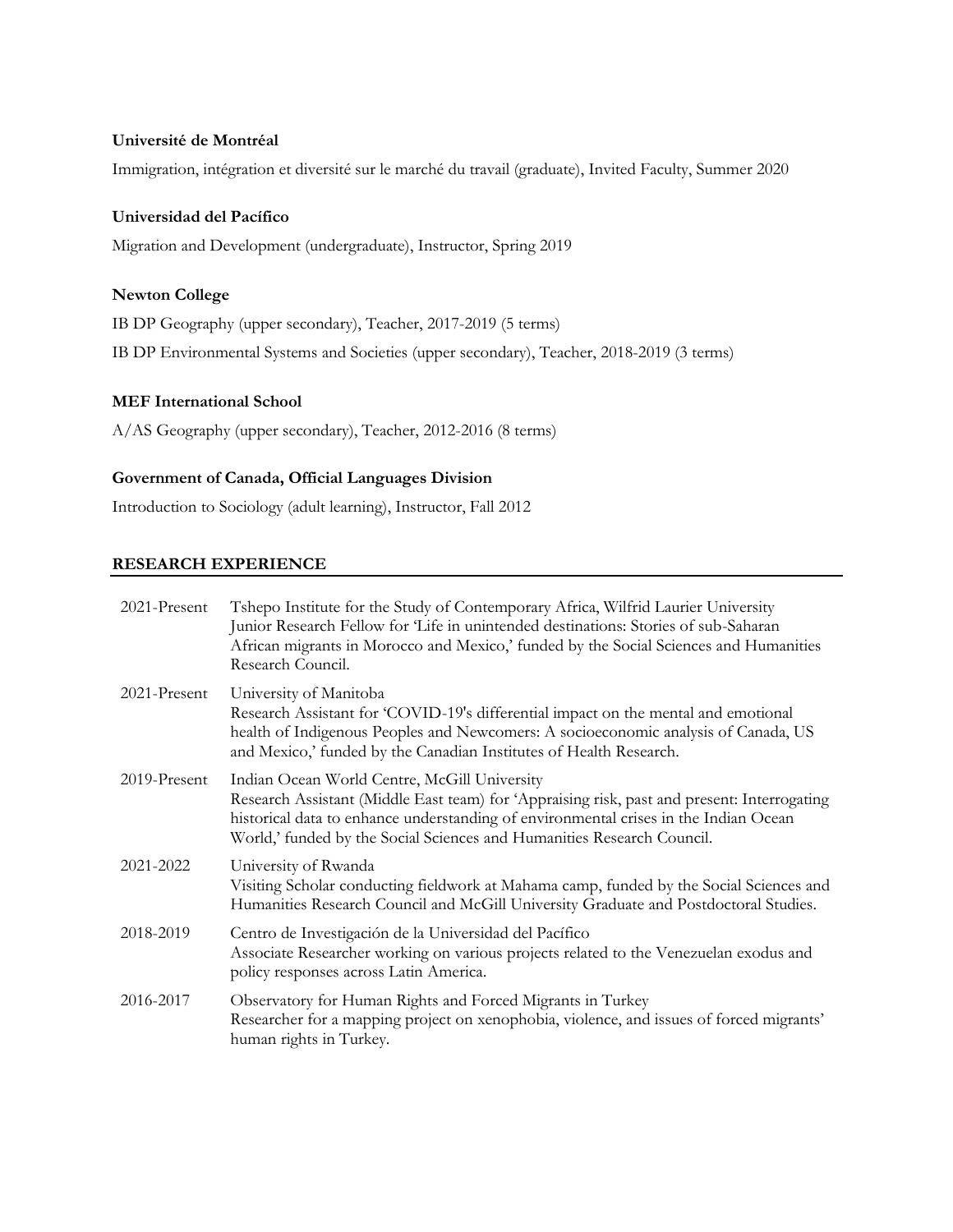**Université de Montréal**

Immigration, intégration et diversité sur le marché du travail (graduate), Invited Faculty, Summer 2020

**Universidad del Pacífico**

Migration and Development (undergraduate), Instructor, Spring 2019

**Newton College**

IB DP Geography (upper secondary), Teacher, 2017-2019 (5 terms)

IB DP Environmental Systems and Societies (upper secondary), Teacher, 2018-2019 (3 terms)

**MEF International School**

A/AS Geography (upper secondary), Teacher, 2012-2016 (8 terms)

**Government of Canada, Official Languages Division**

Introduction to Sociology (adult learning), Instructor, Fall 2012

## RESEARCH EXPERIENCE

| | |
|---|---|
| 2021-Present | Tshepo Institute for the Study of Contemporary Africa, Wilfrid Laurier University<br>Junior Research Fellow for 'Life in unintended destinations: Stories of sub-Saharan African migrants in Morocco and Mexico,' funded by the Social Sciences and Humanities Research Council. |
| 2021-Present | University of Manitoba<br>Research Assistant for 'COVID-19's differential impact on the mental and emotional health of Indigenous Peoples and Newcomers: A socioeconomic analysis of Canada, US and Mexico,' funded by the Canadian Institutes of Health Research. |
| 2019-Present | Indian Ocean World Centre, McGill University<br>Research Assistant (Middle East team) for 'Appraising risk, past and present: Interrogating historical data to enhance understanding of environmental crises in the Indian Ocean World,' funded by the Social Sciences and Humanities Research Council. |
| 2021-2022 | University of Rwanda<br>Visiting Scholar conducting fieldwork at Mahama camp, funded by the Social Sciences and Humanities Research Council and McGill University Graduate and Postdoctoral Studies. |
| 2018-2019 | Centro de Investigación de la Universidad del Pacífico<br>Associate Researcher working on various projects related to the Venezuelan exodus and policy responses across Latin America. |
| 2016-2017 | Observatory for Human Rights and Forced Migrants in Turkey<br>Researcher for a mapping project on xenophobia, violence, and issues of forced migrants' human rights in Turkey. |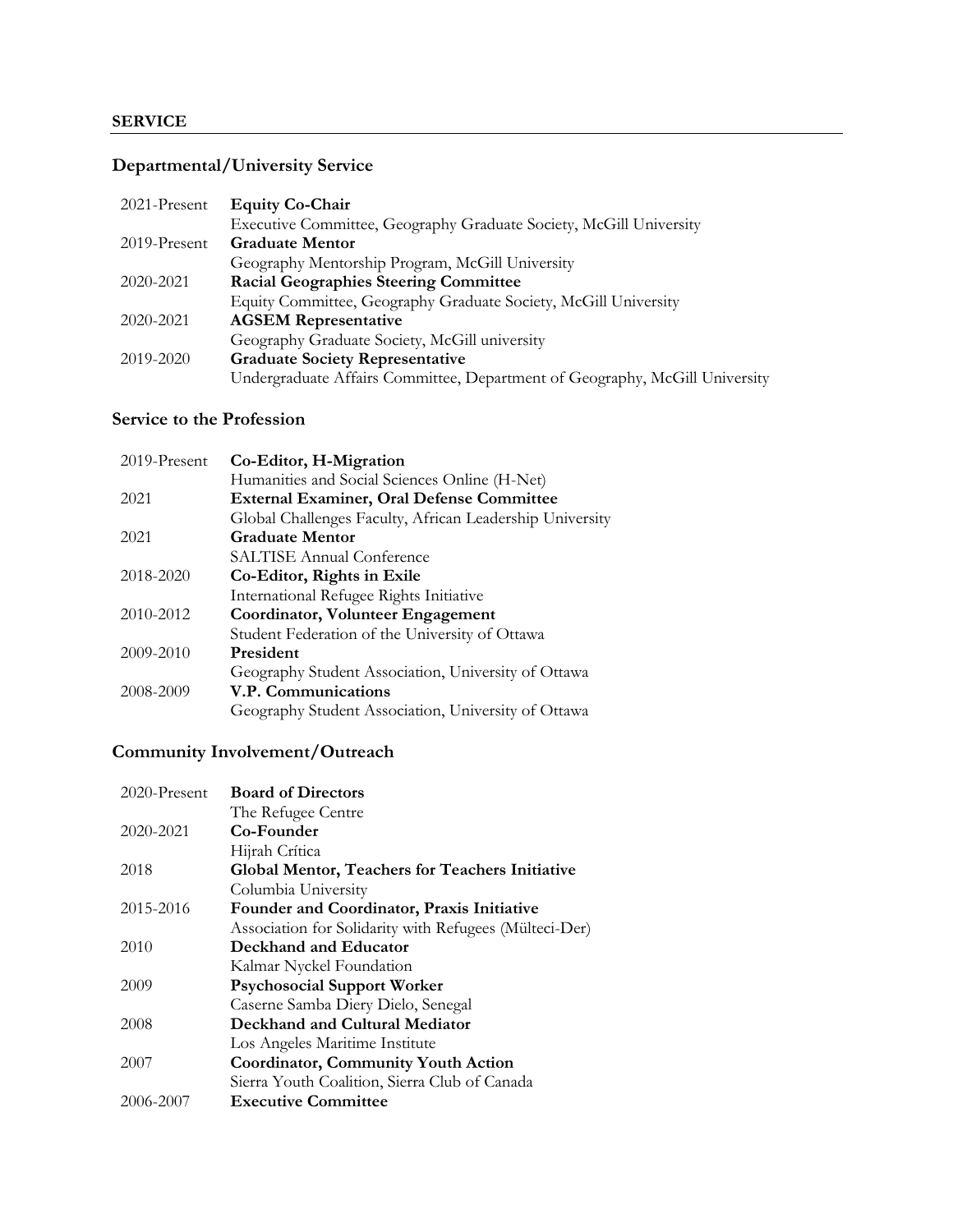## SERVICE

### Departmental/University Service

2021-Present **Equity Co-Chair**
Executive Committee, Geography Graduate Society, McGill University

2019-Present **Graduate Mentor**
Geography Mentorship Program, McGill University

2020-2021 **Racial Geographies Steering Committee**
Equity Committee, Geography Graduate Society, McGill University

2020-2021 **AGSEM Representative**
Geography Graduate Society, McGill university

2019-2020 **Graduate Society Representative**
Undergraduate Affairs Committee, Department of Geography, McGill University

### Service to the Profession

2019-Present **Co-Editor, H-Migration**
Humanities and Social Sciences Online (H-Net)

2021 **External Examiner, Oral Defense Committee**
Global Challenges Faculty, African Leadership University

2021 **Graduate Mentor**
SALTISE Annual Conference

2018-2020 **Co-Editor, Rights in Exile**
International Refugee Rights Initiative

2010-2012 **Coordinator, Volunteer Engagement**
Student Federation of the University of Ottawa

2009-2010 **President**
Geography Student Association, University of Ottawa

2008-2009 **V.P. Communications**
Geography Student Association, University of Ottawa

### Community Involvement/Outreach

2020-Present **Board of Directors**
The Refugee Centre

2020-2021 **Co-Founder**
Hijrah Crítica

2018 **Global Mentor, Teachers for Teachers Initiative**
Columbia University

2015-2016 **Founder and Coordinator, Praxis Initiative**
Association for Solidarity with Refugees (Mülteci-Der)

2010 **Deckhand and Educator**
Kalmar Nyckel Foundation

2009 **Psychosocial Support Worker**
Caserne Samba Diery Dielo, Senegal

2008 **Deckhand and Cultural Mediator**
Los Angeles Maritime Institute

2007 **Coordinator, Community Youth Action**
Sierra Youth Coalition, Sierra Club of Canada

2006-2007 **Executive Committee**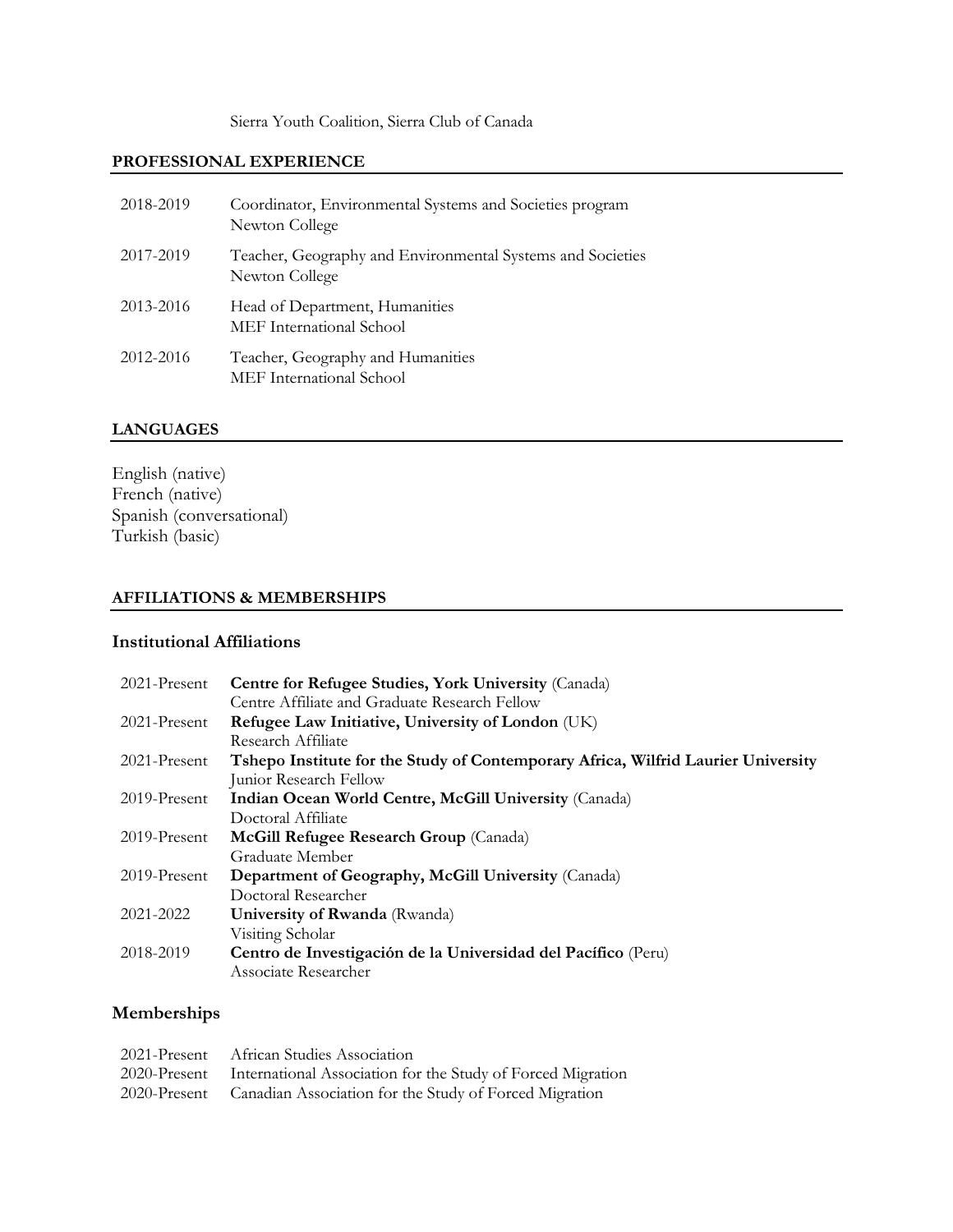Sierra Youth Coalition, Sierra Club of Canada

## PROFESSIONAL EXPERIENCE

| | |
|---|---|
| 2018-2019 | Coordinator, Environmental Systems and Societies program<br>Newton College |
| 2017-2019 | Teacher, Geography and Environmental Systems and Societies<br>Newton College |
| 2013-2016 | Head of Department, Humanities<br>MEF International School |
| 2012-2016 | Teacher, Geography and Humanities<br>MEF International School |

## LANGUAGES

English (native)
French (native)
Spanish (conversational)
Turkish (basic)

## AFFILIATIONS & MEMBERSHIPS

### Institutional Affiliations

| | |
|---|---|
| 2021-Present | **Centre for Refugee Studies, York University** (Canada)<br>Centre Affiliate and Graduate Research Fellow |
| 2021-Present | **Refugee Law Initiative, University of London** (UK)<br>Research Affiliate |
| 2021-Present | **Tshepo Institute for the Study of Contemporary Africa, Wilfrid Laurier University**<br>Junior Research Fellow |
| 2019-Present | **Indian Ocean World Centre, McGill University** (Canada)<br>Doctoral Affiliate |
| 2019-Present | **McGill Refugee Research Group** (Canada)<br>Graduate Member |
| 2019-Present | **Department of Geography, McGill University** (Canada)<br>Doctoral Researcher |
| 2021-2022 | **University of Rwanda** (Rwanda)<br>Visiting Scholar |
| 2018-2019 | **Centro de Investigación de la Universidad del Pacífico** (Peru)<br>Associate Researcher |

### Memberships

| | |
|---|---|
| 2021-Present | African Studies Association |
| 2020-Present | International Association for the Study of Forced Migration |
| 2020-Present | Canadian Association for the Study of Forced Migration |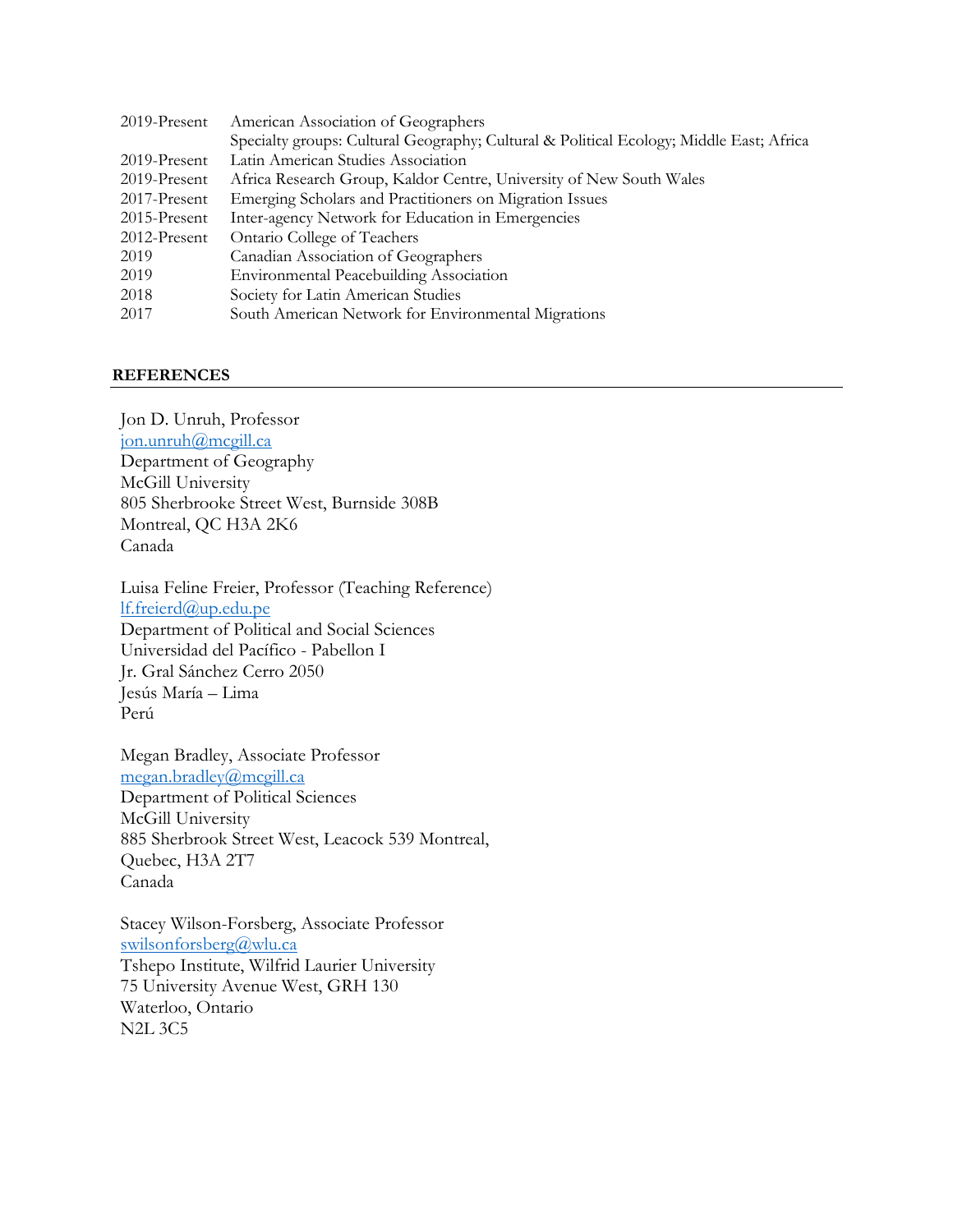| | |
|---|---|
| 2019-Present | American Association of Geographers<br>Specialty groups: Cultural Geography; Cultural & Political Ecology; Middle East; Africa |
| 2019-Present | Latin American Studies Association |
| 2019-Present | Africa Research Group, Kaldor Centre, University of New South Wales |
| 2017-Present | Emerging Scholars and Practitioners on Migration Issues |
| 2015-Present | Inter-agency Network for Education in Emergencies |
| 2012-Present | Ontario College of Teachers |
| 2019 | Canadian Association of Geographers |
| 2019 | Environmental Peacebuilding Association |
| 2018 | Society for Latin American Studies |
| 2017 | South American Network for Environmental Migrations |

## REFERENCES

Jon D. Unruh, Professor
jon.unruh@mcgill.ca
Department of Geography
McGill University
805 Sherbrooke Street West, Burnside 308B
Montreal, QC H3A 2K6
Canada

Luisa Feline Freier, Professor (Teaching Reference)
lf.freierd@up.edu.pe
Department of Political and Social Sciences
Universidad del Pacífico - Pabellon I
Jr. Gral Sánchez Cerro 2050
Jesús María – Lima
Perú

Megan Bradley, Associate Professor
megan.bradley@mcgill.ca
Department of Political Sciences
McGill University
885 Sherbrook Street West, Leacock 539 Montreal,
Quebec, H3A 2T7
Canada

Stacey Wilson-Forsberg, Associate Professor
swilsonforsberg@wlu.ca
Tshepo Institute, Wilfrid Laurier University
75 University Avenue West, GRH 130
Waterloo, Ontario
N2L 3C5